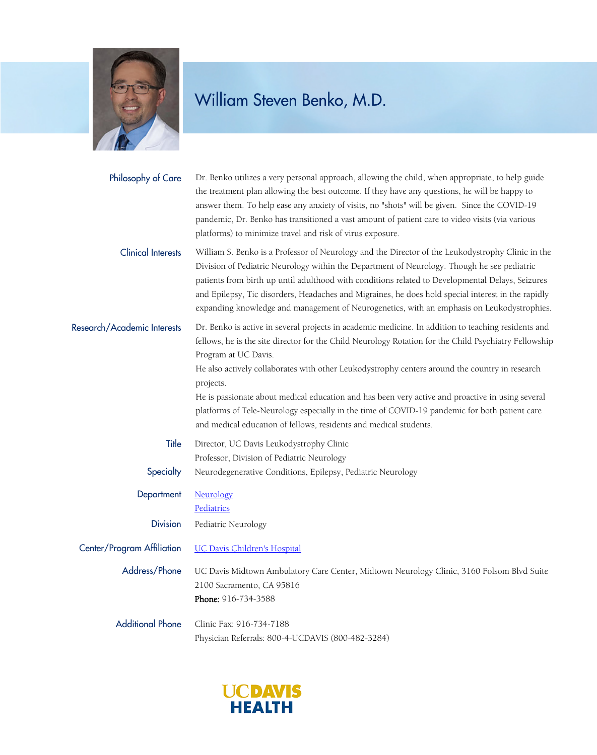# William Steven Benko, M.D.

**Philosophy of Care**

Dr. Benko utilizes a very personal approach, allowing the child, when appropriate, to help guide the treatment plan allowing the best outcome. If they have any questions, he will be happy to answer them. To help ease any anxiety of visits, no "shots" will be given. Since the COVID-19 pandemic, Dr. Benko has transitioned a vast amount of patient care to video visits (via various platforms) to minimize travel and risk of virus exposure.

**Clinical Interests**

William S. Benko is a Professor of Neurology and the Director of the Leukodystrophy Clinic in the Division of Pediatric Neurology within the Department of Neurology. Though he see pediatric patients from birth up until adulthood with conditions related to Developmental Delays, Seizures and Epilepsy, Tic disorders, Headaches and Migraines, he does hold special interest in the rapidly expanding knowledge and management of Neurogenetics, with an emphasis on Leukodystrophies.

**Research/Academic Interests**

Dr. Benko is active in several projects in academic medicine. In addition to teaching residents and fellows, he is the site director for the Child Neurology Rotation for the Child Psychiatry Fellowship Program at UC Davis.

He also actively collaborates with other Leukodystrophy centers around the country in research projects.

He is passionate about medical education and has been very active and proactive in using several platforms of Tele-Neurology especially in the time of COVID-19 pandemic for both patient care and medical education of fellows, residents and medical students.

**Title**

Director, UC Davis Leukodystrophy Clinic
Professor, Division of Pediatric Neurology

**Specialty**

Neurodegenerative Conditions, Epilepsy, Pediatric Neurology

**Department**

Neurology
Pediatrics

**Division**

Pediatric Neurology

**Center/Program Affiliation**

UC Davis Children's Hospital

**Address/Phone**

UC Davis Midtown Ambulatory Care Center, Midtown Neurology Clinic, 3160 Folsom Blvd Suite 2100 Sacramento, CA 95816
**Phone:** 916-734-3588

**Additional Phone**

Clinic Fax: 916-734-7188
Physician Referrals: 800-4-UCDAVIS (800-482-3284)

UC DAVIS HEALTH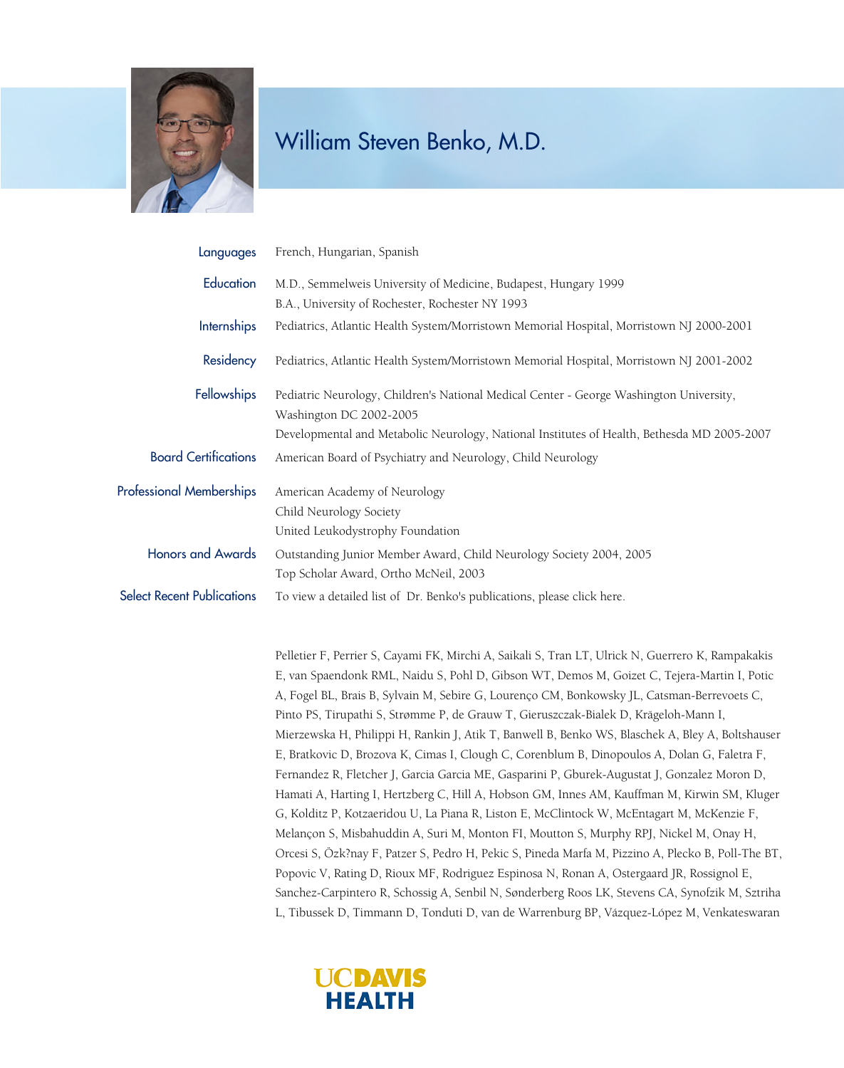# William Steven Benko, M.D.

| | |
|---|---|
| **Languages** | French, Hungarian, Spanish |
| **Education** | M.D., Semmelweis University of Medicine, Budapest, Hungary 1999<br>B.A., University of Rochester, Rochester NY 1993 |
| **Internships** | Pediatrics, Atlantic Health System/Morristown Memorial Hospital, Morristown NJ 2000-2001 |
| **Residency** | Pediatrics, Atlantic Health System/Morristown Memorial Hospital, Morristown NJ 2001-2002 |
| **Fellowships** | Pediatric Neurology, Children's National Medical Center - George Washington University, Washington DC 2002-2005<br>Developmental and Metabolic Neurology, National Institutes of Health, Bethesda MD 2005-2007 |
| **Board Certifications** | American Board of Psychiatry and Neurology, Child Neurology |
| **Professional Memberships** | American Academy of Neurology<br>Child Neurology Society<br>United Leukodystrophy Foundation |
| **Honors and Awards** | Outstanding Junior Member Award, Child Neurology Society 2004, 2005<br>Top Scholar Award, Ortho McNeil, 2003 |
| **Select Recent Publications** | To view a detailed list of Dr. Benko's publications, please click here. |

Pelletier F, Perrier S, Cayami FK, Mirchi A, Saikali S, Tran LT, Ulrick N, Guerrero K, Rampakakis E, van Spaendonk RML, Naidu S, Pohl D, Gibson WT, Demos M, Goizet C, Tejera-Martin I, Potic A, Fogel BL, Brais B, Sylvain M, Sebire G, Lourenço CM, Bonkowsky JL, Catsman-Berrevoets C, Pinto PS, Tirupathi S, Strømme P, de Grauw T, Gieruszczak-Bialek D, Krägeloh-Mann I, Mierzewska H, Philippi H, Rankin J, Atik T, Banwell B, Benko WS, Blaschek A, Bley A, Boltshauser E, Bratkovic D, Brozova K, Cimas I, Clough C, Corenblum B, Dinopoulos A, Dolan G, Faletra F, Fernandez R, Fletcher J, Garcia Garcia ME, Gasparini P, Gburek-Augustat J, Gonzalez Moron D, Hamati A, Harting I, Hertzberg C, Hill A, Hobson GM, Innes AM, Kauffman M, Kirwin SM, Kluger G, Kolditz P, Kotzaeridou U, La Piana R, Liston E, McClintock W, McEntagart M, McKenzie F, Melançon S, Misbahuddin A, Suri M, Monton FI, Moutton S, Murphy RPJ, Nickel M, Onay H, Orcesi S, Özk?nay F, Patzer S, Pedro H, Pekic S, Pineda Marfa M, Pizzino A, Plecko B, Poll-The BT, Popovic V, Rating D, Rioux MF, Rodriguez Espinosa N, Ronan A, Ostergaard JR, Rossignol E, Sanchez-Carpintero R, Schossig A, Senbil N, Sønderberg Roos LK, Stevens CA, Synofzik M, Sztriha L, Tibussek D, Timmann D, Tonduti D, van de Warrenburg BP, Vázquez-López M, Venkateswaran

UCDAVIS HEALTH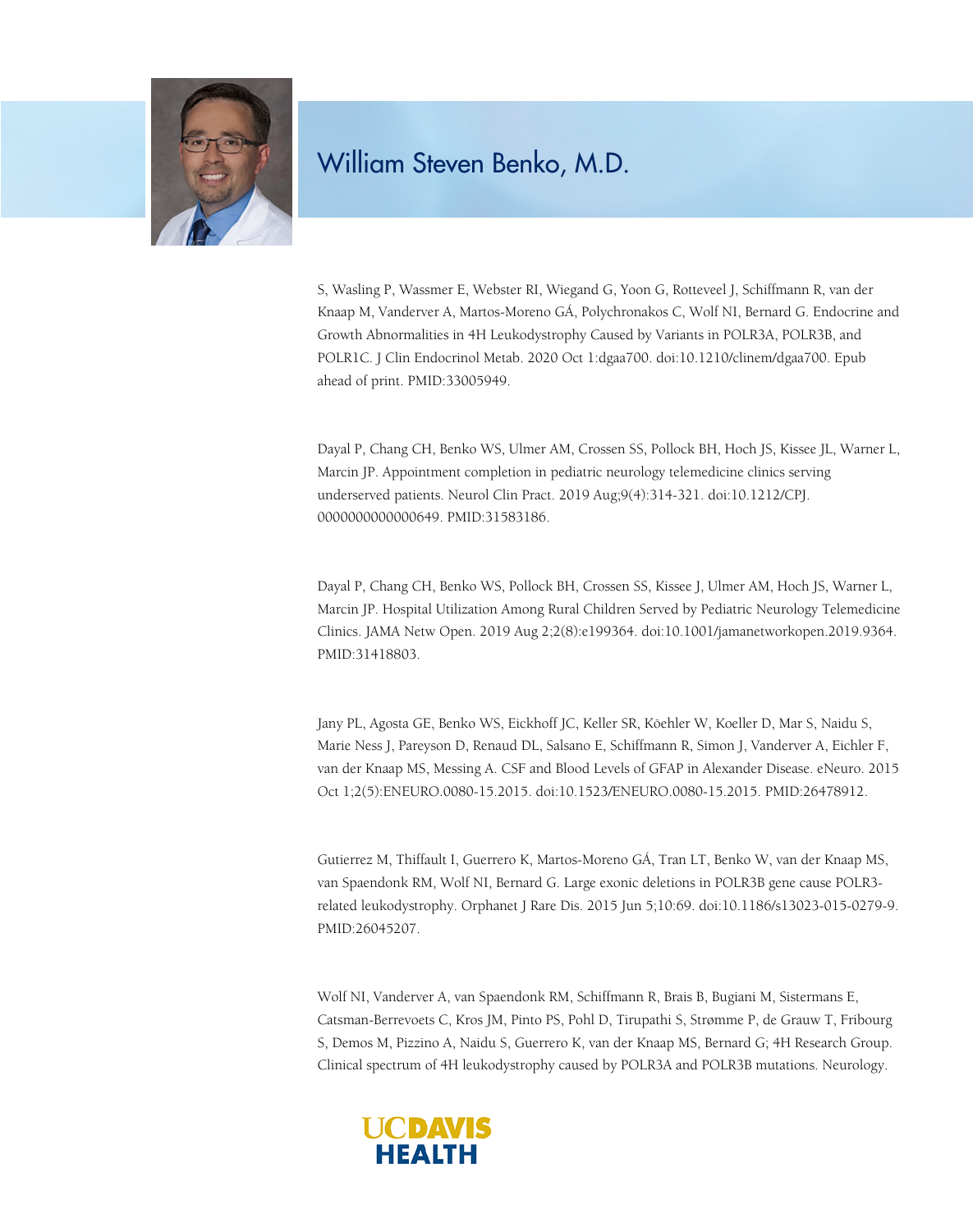# William Steven Benko, M.D.

S, Wasling P, Wassmer E, Webster RI, Wiegand G, Yoon G, Rotteveel J, Schiffmann R, van der Knaap M, Vanderver A, Martos-Moreno GÁ, Polychronakos C, Wolf NI, Bernard G. Endocrine and Growth Abnormalities in 4H Leukodystrophy Caused by Variants in POLR3A, POLR3B, and POLR1C. J Clin Endocrinol Metab. 2020 Oct 1:dgaa700. doi:10.1210/clinem/dgaa700. Epub ahead of print. PMID:33005949.

Dayal P, Chang CH, Benko WS, Ulmer AM, Crossen SS, Pollock BH, Hoch JS, Kissee JL, Warner L, Marcin JP. Appointment completion in pediatric neurology telemedicine clinics serving underserved patients. Neurol Clin Pract. 2019 Aug;9(4):314-321. doi:10.1212/CPJ.0000000000000649. PMID:31583186.

Dayal P, Chang CH, Benko WS, Pollock BH, Crossen SS, Kissee J, Ulmer AM, Hoch JS, Warner L, Marcin JP. Hospital Utilization Among Rural Children Served by Pediatric Neurology Telemedicine Clinics. JAMA Netw Open. 2019 Aug 2;2(8):e199364. doi:10.1001/jamanetworkopen.2019.9364. PMID:31418803.

Jany PL, Agosta GE, Benko WS, Eickhoff JC, Keller SR, Köehler W, Koeller D, Mar S, Naidu S, Marie Ness J, Pareyson D, Renaud DL, Salsano E, Schiffmann R, Simon J, Vanderver A, Eichler F, van der Knaap MS, Messing A. CSF and Blood Levels of GFAP in Alexander Disease. eNeuro. 2015 Oct 1;2(5):ENEURO.0080-15.2015. doi:10.1523/ENEURO.0080-15.2015. PMID:26478912.

Gutierrez M, Thiffault I, Guerrero K, Martos-Moreno GÁ, Tran LT, Benko W, van der Knaap MS, van Spaendonk RM, Wolf NI, Bernard G. Large exonic deletions in POLR3B gene cause POLR3-related leukodystrophy. Orphanet J Rare Dis. 2015 Jun 5;10:69. doi:10.1186/s13023-015-0279-9. PMID:26045207.

Wolf NI, Vanderver A, van Spaendonk RM, Schiffmann R, Brais B, Bugiani M, Sistermans E, Catsman-Berrevoets C, Kros JM, Pinto PS, Pohl D, Tirupathi S, Strømme P, de Grauw T, Fribourg S, Demos M, Pizzino A, Naidu S, Guerrero K, van der Knaap MS, Bernard G; 4H Research Group. Clinical spectrum of 4H leukodystrophy caused by POLR3A and POLR3B mutations. Neurology.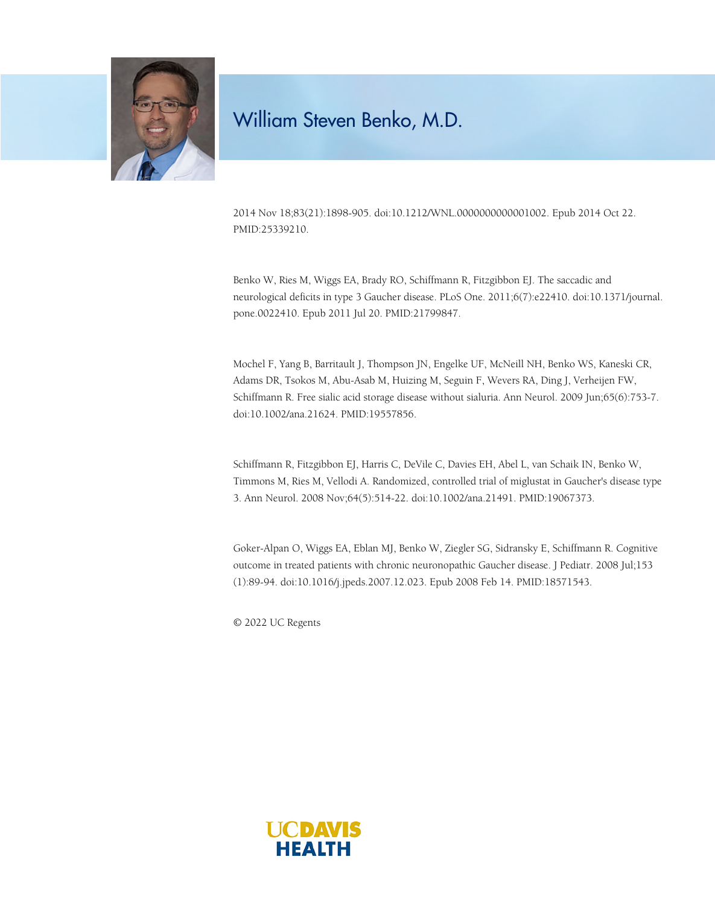# William Steven Benko, M.D.

2014 Nov 18;83(21):1898-905. doi:10.1212/WNL.0000000000001002. Epub 2014 Oct 22. PMID:25339210.

Benko W, Ries M, Wiggs EA, Brady RO, Schiffmann R, Fitzgibbon EJ. The saccadic and neurological deficits in type 3 Gaucher disease. PLoS One. 2011;6(7):e22410. doi:10.1371/journal.pone.0022410. Epub 2011 Jul 20. PMID:21799847.

Mochel F, Yang B, Barritault J, Thompson JN, Engelke UF, McNeill NH, Benko WS, Kaneski CR, Adams DR, Tsokos M, Abu-Asab M, Huizing M, Seguin F, Wevers RA, Ding J, Verheijen FW, Schiffmann R. Free sialic acid storage disease without sialuria. Ann Neurol. 2009 Jun;65(6):753-7. doi:10.1002/ana.21624. PMID:19557856.

Schiffmann R, Fitzgibbon EJ, Harris C, DeVile C, Davies EH, Abel L, van Schaik IN, Benko W, Timmons M, Ries M, Vellodi A. Randomized, controlled trial of miglustat in Gaucher's disease type 3. Ann Neurol. 2008 Nov;64(5):514-22. doi:10.1002/ana.21491. PMID:19067373.

Goker-Alpan O, Wiggs EA, Eblan MJ, Benko W, Ziegler SG, Sidransky E, Schiffmann R. Cognitive outcome in treated patients with chronic neuronopathic Gaucher disease. J Pediatr. 2008 Jul;153(1):89-94. doi:10.1016/j.jpeds.2007.12.023. Epub 2008 Feb 14. PMID:18571543.

© 2022 UC Regents

UCDAVIS HEALTH